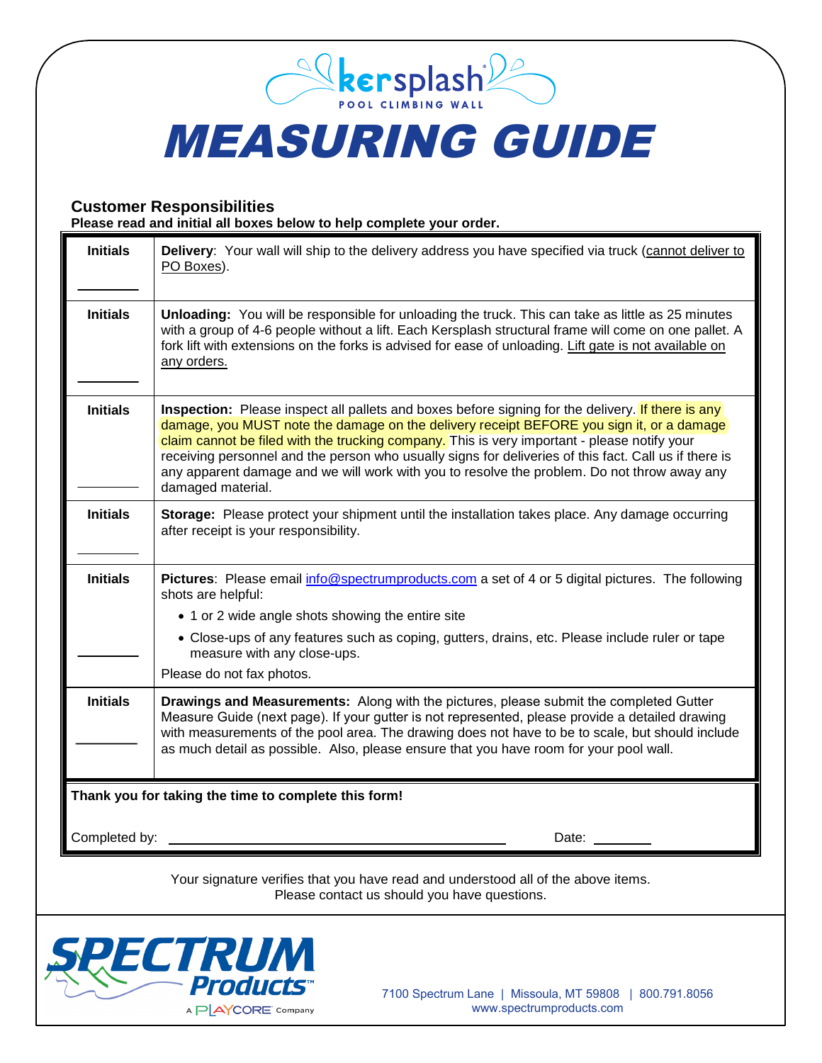kersplash® POOL CLIMBING WALL

# MEASURING GUIDE

### Customer Responsibilities

**Please read and initial all boxes below to help complete your order.**

| Initials | |
|---|---|
| **Initials** ________ | **Delivery**: Your wall will ship to the delivery address you have specified via truck (cannot deliver to PO Boxes). |
| **Initials** ________ | **Unloading:** You will be responsible for unloading the truck. This can take as little as 25 minutes with a group of 4-6 people without a lift. Each Kersplash structural frame will come on one pallet. A fork lift with extensions on the forks is advised for ease of unloading. Lift gate is not available on any orders. |
| **Initials** ________ | **Inspection:** Please inspect all pallets and boxes before signing for the delivery. If there is any damage, you MUST note the damage on the delivery receipt BEFORE you sign it, or a damage claim cannot be filed with the trucking company. This is very important - please notify your receiving personnel and the person who usually signs for deliveries of this fact. Call us if there is any apparent damage and we will work with you to resolve the problem. Do not throw away any damaged material. |
| **Initials** ________ | **Storage:** Please protect your shipment until the installation takes place. Any damage occurring after receipt is your responsibility. |
| **Initials** ________ | **Pictures**: Please email info@spectrumproducts.com a set of 4 or 5 digital pictures. The following shots are helpful: • 1 or 2 wide angle shots showing the entire site • Close-ups of any features such as coping, gutters, drains, etc. Please include ruler or tape measure with any close-ups. Please do not fax photos. |
| **Initials** ________ | **Drawings and Measurements:** Along with the pictures, please submit the completed Gutter Measure Guide (next page). If your gutter is not represented, please provide a detailed drawing with measurements of the pool area. The drawing does not have to be to scale, but should include as much detail as possible. Also, please ensure that you have room for your pool wall. |

**Thank you for taking the time to complete this form!**

Completed by: ______________________________ Date: ________

Your signature verifies that you have read and understood all of the above items.
Please contact us should you have questions.

SPECTRUM Products™ A PLAYCORE Company

7100 Spectrum Lane | Missoula, MT 59808 | 800.791.8056
www.spectrumproducts.com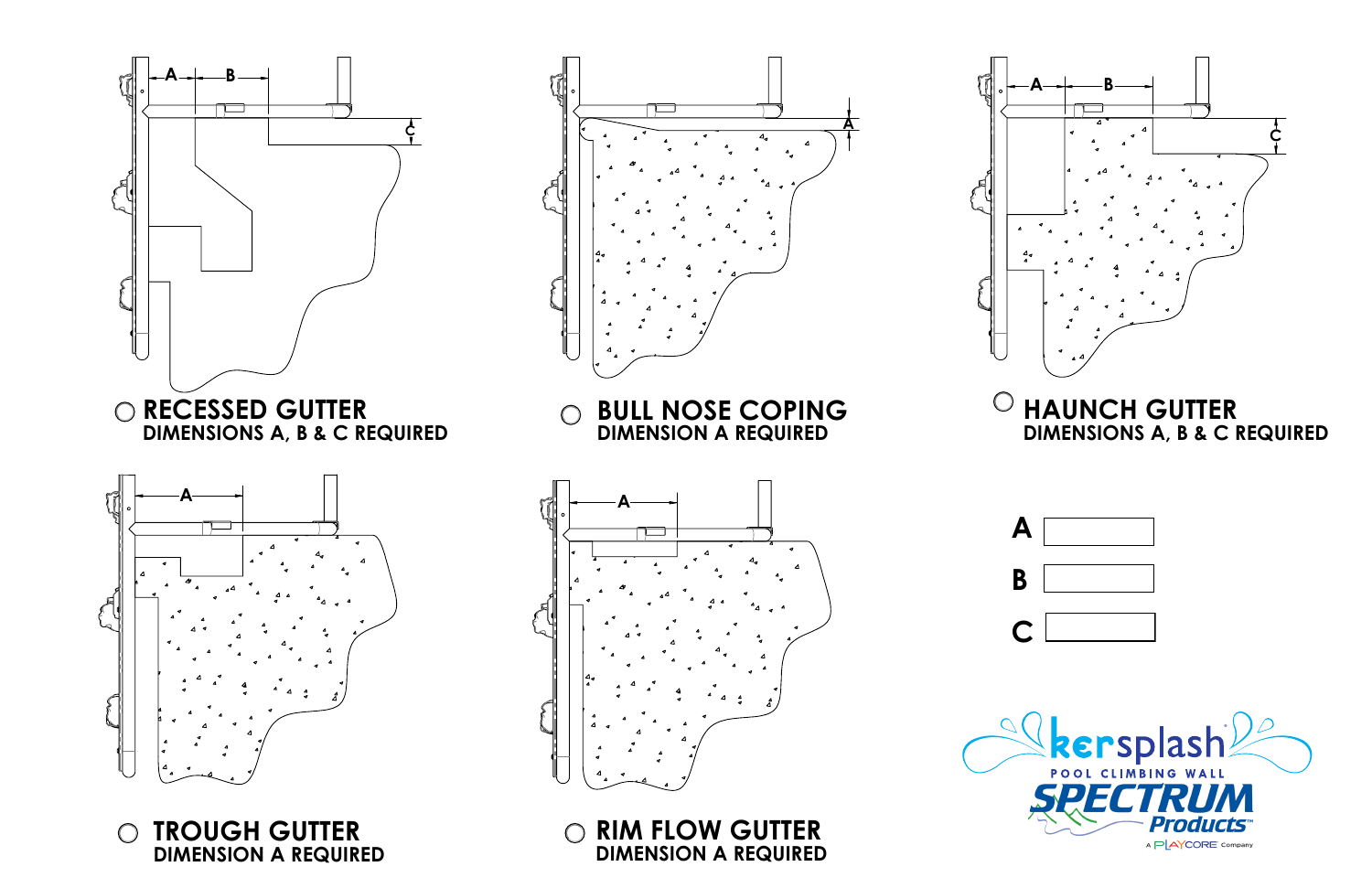A B C

○ RECESSED GUTTER
**DIMENSIONS A, B & C REQUIRED**

A

○ BULL NOSE COPING
**DIMENSION A REQUIRED**

A B C

○ HAUNCH GUTTER
**DIMENSIONS A, B & C REQUIRED**

A

○ TROUGH GUTTER
**DIMENSION A REQUIRED**

A

○ RIM FLOW GUTTER
**DIMENSION A REQUIRED**

| | |
|---|---|
| A | |
| B | |
| C | |

kersplash
POOL CLIMBING WALL
SPECTRUM Products
A PLAYCORE Company